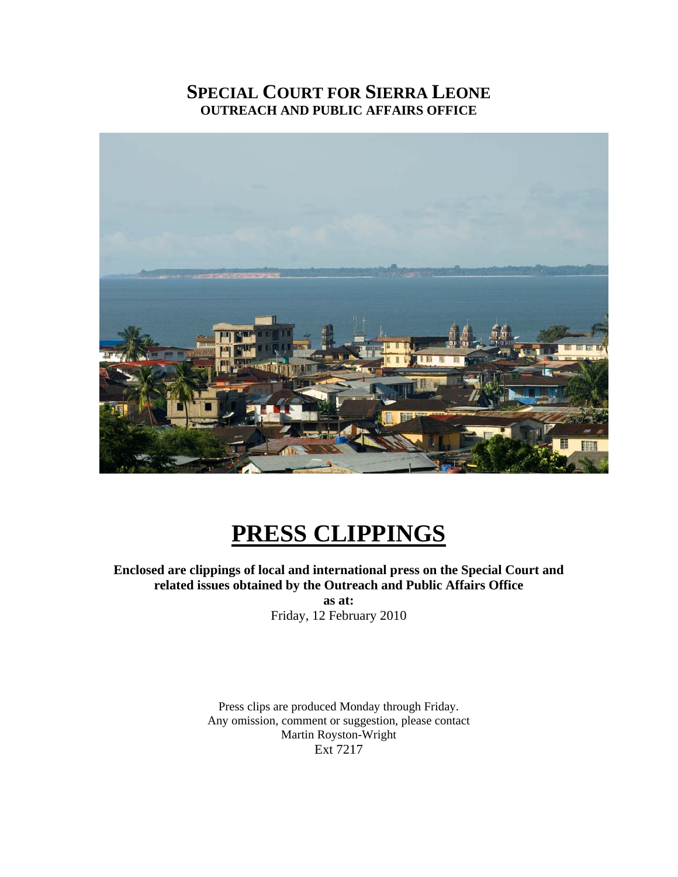# SPECIAL COURT FOR SIERRA LEONE
## OUTREACH AND PUBLIC AFFAIRS OFFICE

# PRESS CLIPPINGS

**Enclosed are clippings of local and international press on the Special Court and related issues obtained by the Outreach and Public Affairs Office**

**as at:**

Friday, 12 February 2010

Press clips are produced Monday through Friday.
Any omission, comment or suggestion, please contact
Martin Royston-Wright
Ext 7217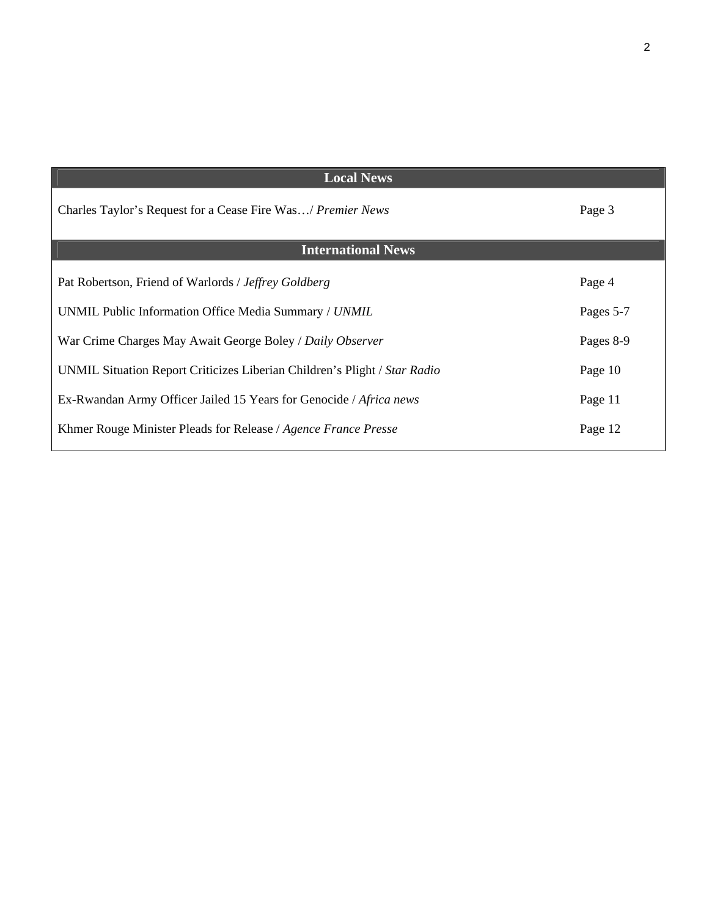| Local News | |
|---|---|
| Charles Taylor's Request for a Cease Fire Was…/ *Premier News* | Page 3 |
| **International News** | |
| Pat Robertson, Friend of Warlords / *Jeffrey Goldberg* | Page 4 |
| UNMIL Public Information Office Media Summary / *UNMIL* | Pages 5-7 |
| War Crime Charges May Await George Boley / *Daily Observer* | Pages 8-9 |
| UNMIL Situation Report Criticizes Liberian Children's Plight / *Star Radio* | Page 10 |
| Ex-Rwandan Army Officer Jailed 15 Years for Genocide / *Africa news* | Page 11 |
| Khmer Rouge Minister Pleads for Release / *Agence France Presse* | Page 12 |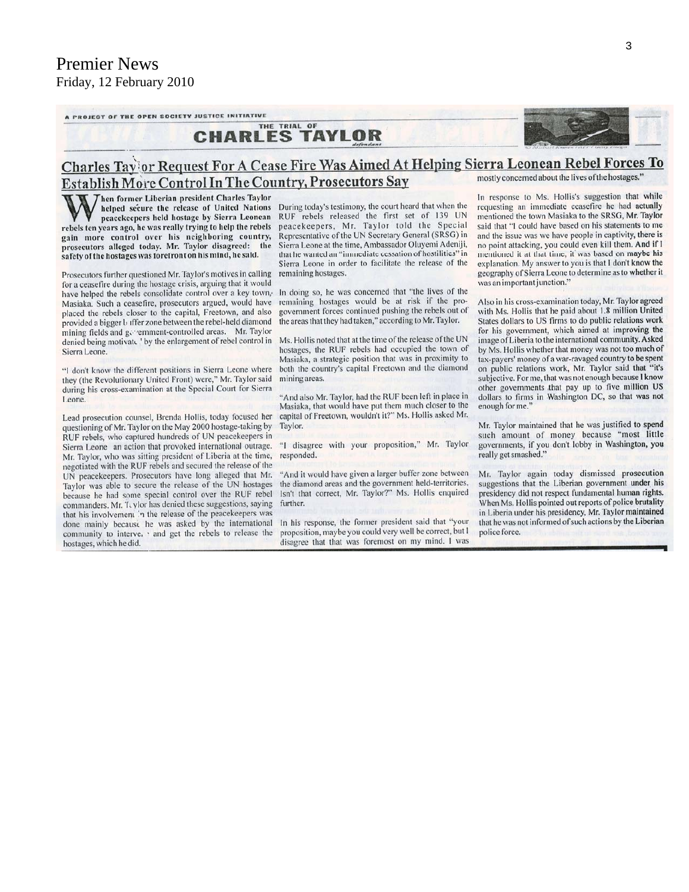# Premier News

Friday, 12 February 2010

A PROJECT OF THE OPEN SOCIETY JUSTICE INITIATIVE

THE TRIAL OF **CHARLES TAYLOR**

## Charles Taylor Request For A Cease Fire Was Aimed At Helping Sierra Leonean Rebel Forces To Establish More Control In The Country, Prosecutors Say

**When former Liberian president Charles Taylor helped secure the release of United Nations peacekeepers held hostage by Sierra Leonean rebels ten years ago, he was really trying to help the rebels gain more control over his neighboring country, prosecutors alleged today. Mr. Taylor disagreed: the safety of the hostages was forefront on his mind, he said.**

Prosecutors further questioned Mr. Taylor's motives in calling for a ceasefire during the hostage crisis, arguing that it would have helped the rebels consolidate control over a key town, Masiaka. Such a ceasefire, prosecutors argued, would have placed the rebels closer to the capital, Freetown, and also provided a bigger buffer zone between the rebel-held diamond mining fields and government-controlled areas. Mr. Taylor denied being motivated by the enlargement of rebel control in Sierra Leone.

"I don't know the different positions in Sierra Leone where they (the Revolutionary United Front) were," Mr. Taylor said during his cross-examination at the Special Court for Sierra Leone.

Lead prosecution counsel, Brenda Hollis, today focused her questioning of Mr. Taylor on the May 2000 hostage-taking by RUF rebels, who captured hundreds of UN peacekeepers in Sierra Leone an action that provoked international outrage. Mr. Taylor, who was sitting president of Liberia at the time, negotiated with the RUF rebels and secured the release of the UN peacekeepers. Prosecutors have long alleged that Mr. Taylor was able to secure the release of the UN hostages because he had some special control over the RUF rebel commanders. Mr. Taylor has denied these suggestions, saying that his involvement in the release of the peacekeepers was done mainly because he was asked by the international community to intervene and get the rebels to release the hostages, which he did.

During today's testimony, the court heard that when the RUF rebels released the first set of 139 UN peacekeepers, Mr. Taylor told the Special Representative of the UN Secretary General (SRSG) in Sierra Leone at the time, Ambassador Oluyemi Adeniji, that he wanted an "immediate cessation of hostilities" in Sierra Leone in order to facilitate the release of the remaining hostages.

In doing so, he was concerned that "the lives of the remaining hostages would be at risk if the pro-government forces continued pushing the rebels out of the areas that they had taken," according to Mr. Taylor.

Ms. Hollis noted that at the time of the release of the UN hostages, the RUF rebels had occupied the town of Masiaka, a strategic position that was in proximity to both the country's capital Freetown and the diamond mining areas.

"And also Mr. Taylor, had the RUF been left in place in Masiaka, that would have put them much closer to the capital of Freetown, wouldn't it?" Ms. Hollis asked Mr. Taylor.

"I disagree with your proposition," Mr. Taylor responded.

"And it would have given a larger buffer zone between the diamond areas and the government held-territories. Isn't that correct, Mr. Taylor?" Ms. Hollis enquired further.

In his response, the former president said that "your proposition, maybe you could very well be correct, but I disagree that that was foremost on my mind. I was mostly concerned about the lives of the hostages."

In response to Ms. Hollis's suggestion that while requesting an immediate ceasefire he had actually mentioned the town Masiaka to the SRSG, Mr. Taylor said that "I could have based on his statements to me and the issue was we have people in captivity, there is no point attacking, you could even kill them. And if I mentioned it at that time, it was based on maybe his explanation. My answer to you is that I don't know the geography of Sierra Leone to determine as to whether it was an important junction."

Also in his cross-examination today, Mr. Taylor agreed with Ms. Hollis that he paid about 1.8 million United States dollars to US firms to do public relations work for his government, which aimed at improving the image of Liberia to the international community. Asked by Ms. Hollis whether that money was not too much of tax-payers' money of a war-ravaged country to be spent on public relations work, Mr. Taylor said that "it's subjective. For me, that was not enough because I know other governments that pay up to five million US dollars to firms in Washington DC, so that was not enough for me."

Mr. Taylor maintained that he was justified to spend such amount of money because "most little governments, if you don't lobby in Washington, you really get smashed."

Mr. Taylor again today dismissed prosecution suggestions that the Liberian government under his presidency did not respect fundamental human rights. When Ms. Hollis pointed out reports of police brutality in Liberia under his presidency, Mr. Taylor maintained that he was not informed of such actions by the Liberian police force.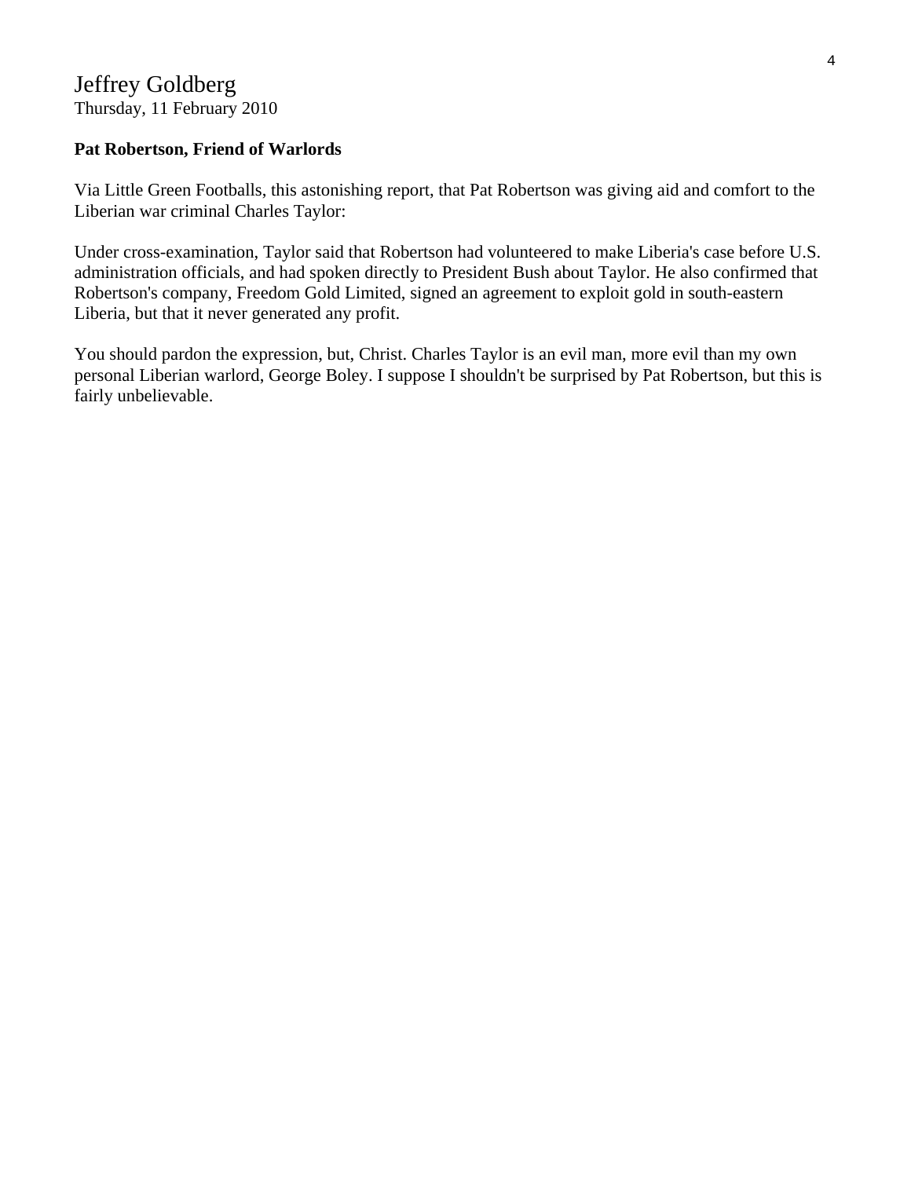Jeffrey Goldberg
Thursday, 11 February 2010

**Pat Robertson, Friend of Warlords**

Via Little Green Footballs, this astonishing report, that Pat Robertson was giving aid and comfort to the Liberian war criminal Charles Taylor:

Under cross-examination, Taylor said that Robertson had volunteered to make Liberia's case before U.S. administration officials, and had spoken directly to President Bush about Taylor. He also confirmed that Robertson's company, Freedom Gold Limited, signed an agreement to exploit gold in south-eastern Liberia, but that it never generated any profit.

You should pardon the expression, but, Christ. Charles Taylor is an evil man, more evil than my own personal Liberian warlord, George Boley. I suppose I shouldn't be surprised by Pat Robertson, but this is fairly unbelievable.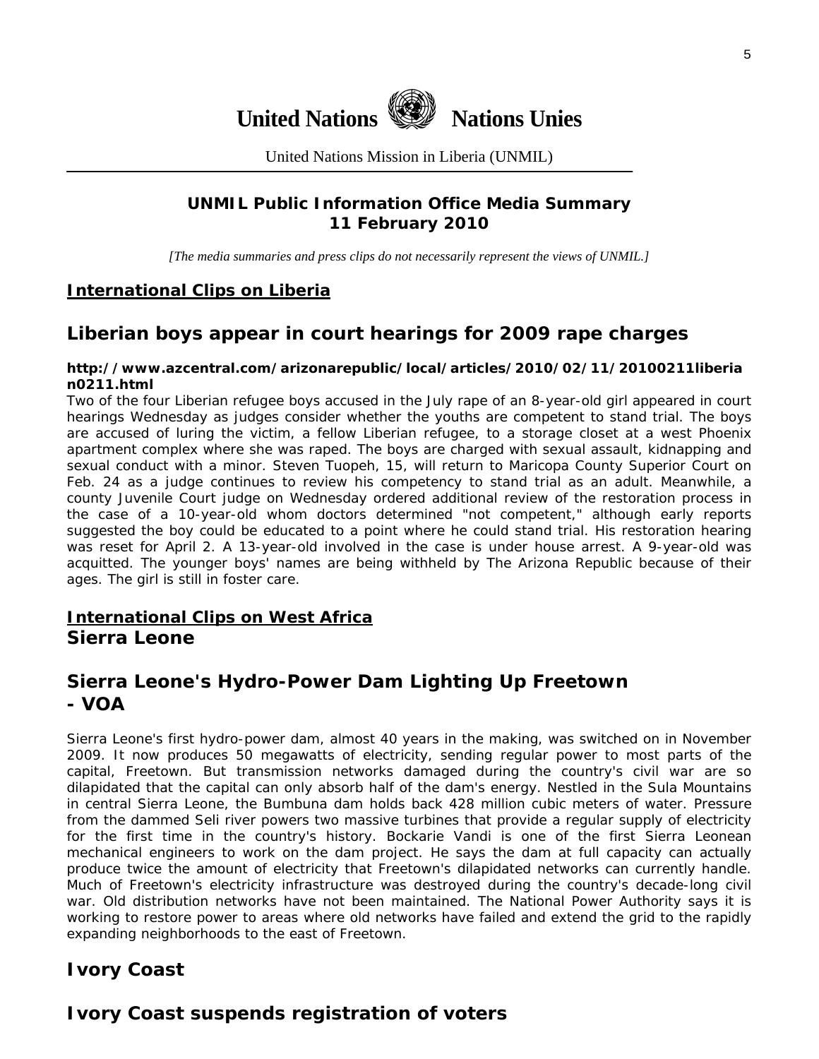# United Nations Nations Unies

United Nations Mission in Liberia (UNMIL)

**UNMIL Public Information Office Media Summary**
**11 February 2010**

*[The media summaries and press clips do not necessarily represent the views of UNMIL.]*

## International Clips on Liberia

## Liberian boys appear in court hearings for 2009 rape charges

**http://www.azcentral.com/arizonarepublic/local/articles/2010/02/11/20100211liberian0211.html**

Two of the four Liberian refugee boys accused in the July rape of an 8-year-old girl appeared in court hearings Wednesday as judges consider whether the youths are competent to stand trial. The boys are accused of luring the victim, a fellow Liberian refugee, to a storage closet at a west Phoenix apartment complex where she was raped. The boys are charged with sexual assault, kidnapping and sexual conduct with a minor. Steven Tuopeh, 15, will return to Maricopa County Superior Court on Feb. 24 as a judge continues to review his competency to stand trial as an adult. Meanwhile, a county Juvenile Court judge on Wednesday ordered additional review of the restoration process in the case of a 10-year-old whom doctors determined "not competent," although early reports suggested the boy could be educated to a point where he could stand trial. His restoration hearing was reset for April 2. A 13-year-old involved in the case is under house arrest. A 9-year-old was acquitted. The younger boys' names are being withheld by The Arizona Republic because of their ages. The girl is still in foster care.

## International Clips on West Africa

### Sierra Leone

## Sierra Leone's Hydro-Power Dam Lighting Up Freetown - VOA

Sierra Leone's first hydro-power dam, almost 40 years in the making, was switched on in November 2009. It now produces 50 megawatts of electricity, sending regular power to most parts of the capital, Freetown. But transmission networks damaged during the country's civil war are so dilapidated that the capital can only absorb half of the dam's energy. Nestled in the Sula Mountains in central Sierra Leone, the Bumbuna dam holds back 428 million cubic meters of water. Pressure from the dammed Seli river powers two massive turbines that provide a regular supply of electricity for the first time in the country's history. Bockarie Vandi is one of the first Sierra Leonean mechanical engineers to work on the dam project. He says the dam at full capacity can actually produce twice the amount of electricity that Freetown's dilapidated networks can currently handle. Much of Freetown's electricity infrastructure was destroyed during the country's decade-long civil war. Old distribution networks have not been maintained. The National Power Authority says it is working to restore power to areas where old networks have failed and extend the grid to the rapidly expanding neighborhoods to the east of Freetown.

### Ivory Coast

## Ivory Coast suspends registration of voters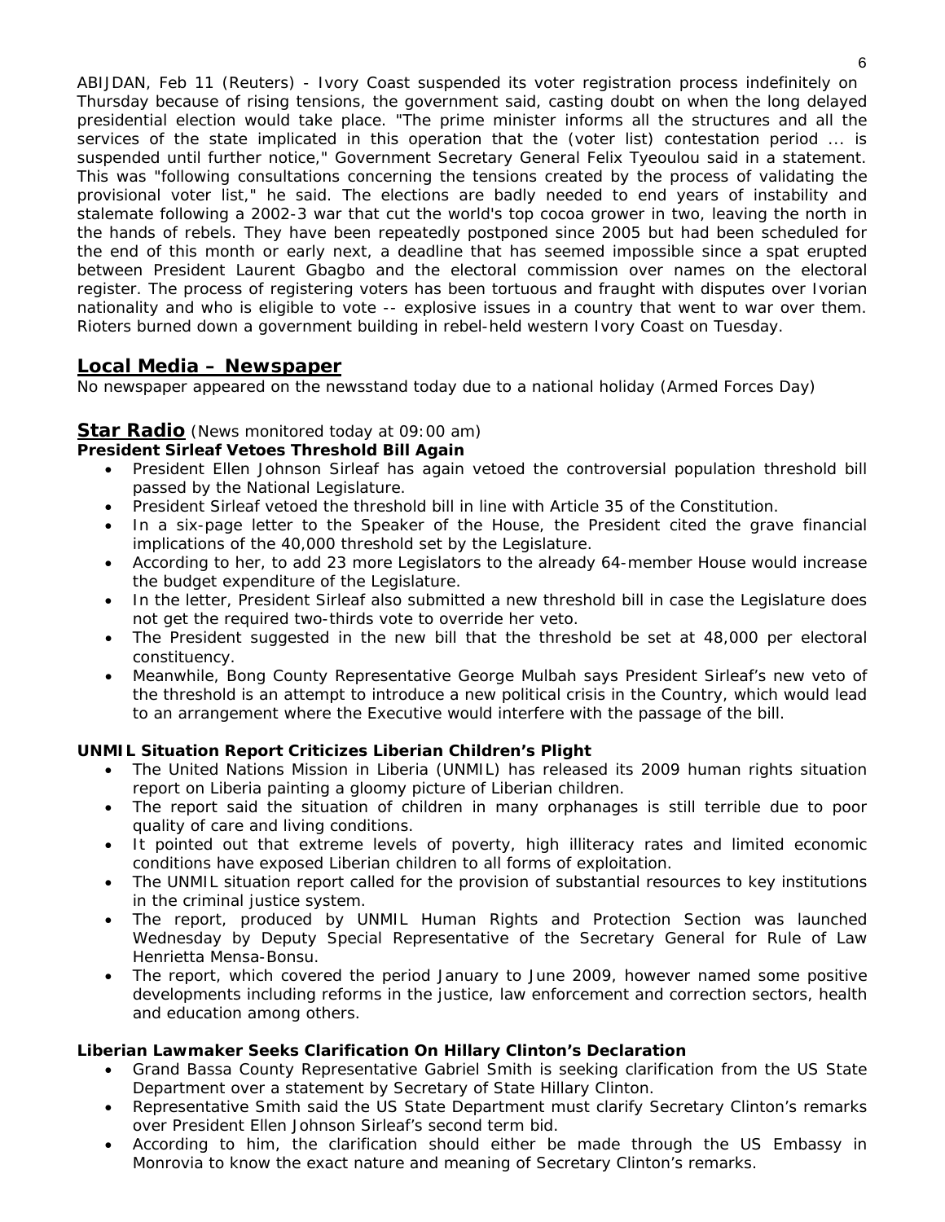ABIJDAN, Feb 11 (Reuters) - Ivory Coast suspended its voter registration process indefinitely on Thursday because of rising tensions, the government said, casting doubt on when the long delayed presidential election would take place. "The prime minister informs all the structures and all the services of the state implicated in this operation that the (voter list) contestation period ... is suspended until further notice," Government Secretary General Felix Tyeoulou said in a statement. This was "following consultations concerning the tensions created by the process of validating the provisional voter list," he said. The elections are badly needed to end years of instability and stalemate following a 2002-3 war that cut the world's top cocoa grower in two, leaving the north in the hands of rebels. They have been repeatedly postponed since 2005 but had been scheduled for the end of this month or early next, a deadline that has seemed impossible since a spat erupted between President Laurent Gbagbo and the electoral commission over names on the electoral register. The process of registering voters has been tortuous and fraught with disputes over Ivorian nationality and who is eligible to vote -- explosive issues in a country that went to war over them. Rioters burned down a government building in rebel-held western Ivory Coast on Tuesday.

## Local Media – Newspaper

No newspaper appeared on the newsstand today due to a national holiday (Armed Forces Day)

## Star Radio (News monitored today at 09:00 am)

**President Sirleaf Vetoes Threshold Bill Again**

- President Ellen Johnson Sirleaf has again vetoed the controversial population threshold bill passed by the National Legislature.
- President Sirleaf vetoed the threshold bill in line with Article 35 of the Constitution.
- In a six-page letter to the Speaker of the House, the President cited the grave financial implications of the 40,000 threshold set by the Legislature.
- According to her, to add 23 more Legislators to the already 64-member House would increase the budget expenditure of the Legislature.
- In the letter, President Sirleaf also submitted a new threshold bill in case the Legislature does not get the required two-thirds vote to override her veto.
- The President suggested in the new bill that the threshold be set at 48,000 per electoral constituency.
- Meanwhile, Bong County Representative George Mulbah says President Sirleaf's new veto of the threshold is an attempt to introduce a new political crisis in the Country, which would lead to an arrangement where the Executive would interfere with the passage of the bill.

**UNMIL Situation Report Criticizes Liberian Children's Plight**

- The United Nations Mission in Liberia (UNMIL) has released its 2009 human rights situation report on Liberia painting a gloomy picture of Liberian children.
- The report said the situation of children in many orphanages is still terrible due to poor quality of care and living conditions.
- It pointed out that extreme levels of poverty, high illiteracy rates and limited economic conditions have exposed Liberian children to all forms of exploitation.
- The UNMIL situation report called for the provision of substantial resources to key institutions in the criminal justice system.
- The report, produced by UNMIL Human Rights and Protection Section was launched Wednesday by Deputy Special Representative of the Secretary General for Rule of Law Henrietta Mensa-Bonsu.
- The report, which covered the period January to June 2009, however named some positive developments including reforms in the justice, law enforcement and correction sectors, health and education among others.

**Liberian Lawmaker Seeks Clarification On Hillary Clinton's Declaration**

- Grand Bassa County Representative Gabriel Smith is seeking clarification from the US State Department over a statement by Secretary of State Hillary Clinton.
- Representative Smith said the US State Department must clarify Secretary Clinton's remarks over President Ellen Johnson Sirleaf's second term bid.
- According to him, the clarification should either be made through the US Embassy in Monrovia to know the exact nature and meaning of Secretary Clinton's remarks.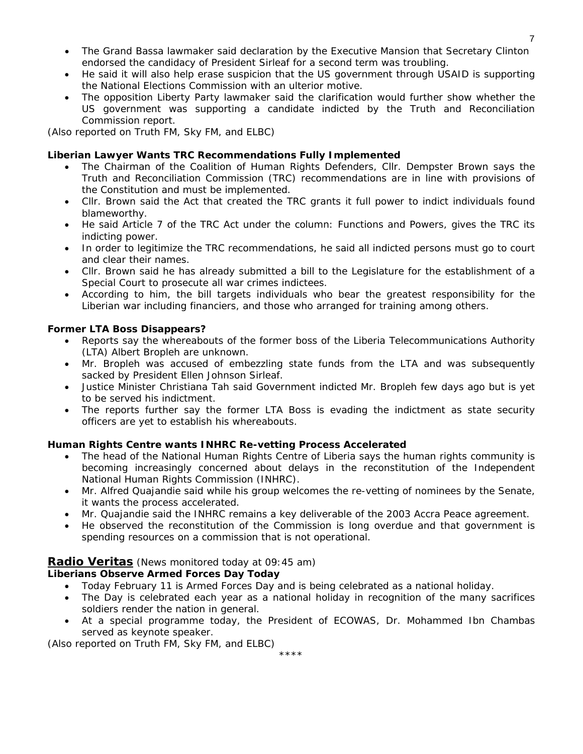- The Grand Bassa lawmaker said declaration by the Executive Mansion that Secretary Clinton endorsed the candidacy of President Sirleaf for a second term was troubling.
- He said it will also help erase suspicion that the US government through USAID is supporting the National Elections Commission with an ulterior motive.
- The opposition Liberty Party lawmaker said the clarification would further show whether the US government was supporting a candidate indicted by the Truth and Reconciliation Commission report.

*(Also reported on Truth FM, Sky FM, and ELBC)*

**Liberian Lawyer Wants TRC Recommendations Fully Implemented**

- The Chairman of the Coalition of Human Rights Defenders, Cllr. Dempster Brown says the Truth and Reconciliation Commission (TRC) recommendations are in line with provisions of the Constitution and must be implemented.
- Cllr. Brown said the Act that created the TRC grants it full power to indict individuals found blameworthy.
- He said Article 7 of the TRC Act under the column: Functions and Powers, gives the TRC its indicting power.
- In order to legitimize the TRC recommendations, he said all indicted persons must go to court and clear their names.
- Cllr. Brown said he has already submitted a bill to the Legislature for the establishment of a Special Court to prosecute all war crimes indictees.
- According to him, the bill targets individuals who bear the greatest responsibility for the Liberian war including financiers, and those who arranged for training among others.

**Former LTA Boss Disappears?**

- Reports say the whereabouts of the former boss of the Liberia Telecommunications Authority (LTA) Albert Bropleh are unknown.
- Mr. Bropleh was accused of embezzling state funds from the LTA and was subsequently sacked by President Ellen Johnson Sirleaf.
- Justice Minister Christiana Tah said Government indicted Mr. Bropleh few days ago but is yet to be served his indictment.
- The reports further say the former LTA Boss is evading the indictment as state security officers are yet to establish his whereabouts.

**Human Rights Centre wants INHRC Re-vetting Process Accelerated**

- The head of the National Human Rights Centre of Liberia says the human rights community is becoming increasingly concerned about delays in the reconstitution of the Independent National Human Rights Commission (INHRC).
- Mr. Alfred Quajandie said while his group welcomes the re-vetting of nominees by the Senate, it wants the process accelerated.
- Mr. Quajandie said the INHRC remains a key deliverable of the 2003 Accra Peace agreement.
- He observed the reconstitution of the Commission is long overdue and that government is spending resources on a commission that is not operational.

## Radio Veritas (News monitored today at 09:45 am)

**Liberians Observe Armed Forces Day Today**

- Today February 11 is Armed Forces Day and is being celebrated as a national holiday.
- The Day is celebrated each year as a national holiday in recognition of the many sacrifices soldiers render the nation in general.
- At a special programme today, the President of ECOWAS, Dr. Mohammed Ibn Chambas served as keynote speaker.

*(Also reported on Truth FM, Sky FM, and ELBC)*

****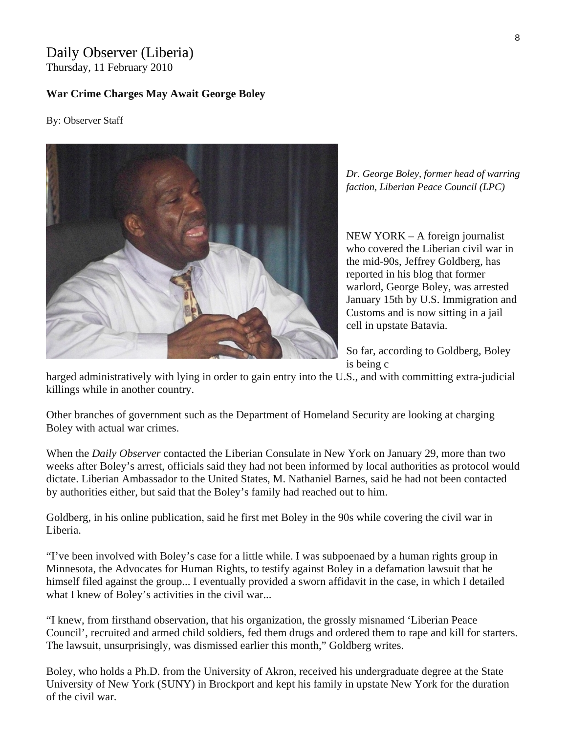Daily Observer (Liberia)
Thursday, 11 February 2010

**War Crime Charges May Await George Boley**

By: Observer Staff

*Dr. George Boley, former head of warring faction, Liberian Peace Council (LPC)*

NEW YORK – A foreign journalist who covered the Liberian civil war in the mid-90s, Jeffrey Goldberg, has reported in his blog that former warlord, George Boley, was arrested January 15th by U.S. Immigration and Customs and is now sitting in a jail cell in upstate Batavia.

So far, according to Goldberg, Boley is being charged administratively with lying in order to gain entry into the U.S., and with committing extra-judicial killings while in another country.

Other branches of government such as the Department of Homeland Security are looking at charging Boley with actual war crimes.

When the *Daily Observer* contacted the Liberian Consulate in New York on January 29, more than two weeks after Boley's arrest, officials said they had not been informed by local authorities as protocol would dictate. Liberian Ambassador to the United States, M. Nathaniel Barnes, said he had not been contacted by authorities either, but said that the Boley's family had reached out to him.

Goldberg, in his online publication, said he first met Boley in the 90s while covering the civil war in Liberia.

"I've been involved with Boley's case for a little while. I was subpoenaed by a human rights group in Minnesota, the Advocates for Human Rights, to testify against Boley in a defamation lawsuit that he himself filed against the group... I eventually provided a sworn affidavit in the case, in which I detailed what I knew of Boley's activities in the civil war...

"I knew, from firsthand observation, that his organization, the grossly misnamed 'Liberian Peace Council', recruited and armed child soldiers, fed them drugs and ordered them to rape and kill for starters. The lawsuit, unsurprisingly, was dismissed earlier this month," Goldberg writes.

Boley, who holds a Ph.D. from the University of Akron, received his undergraduate degree at the State University of New York (SUNY) in Brockport and kept his family in upstate New York for the duration of the civil war.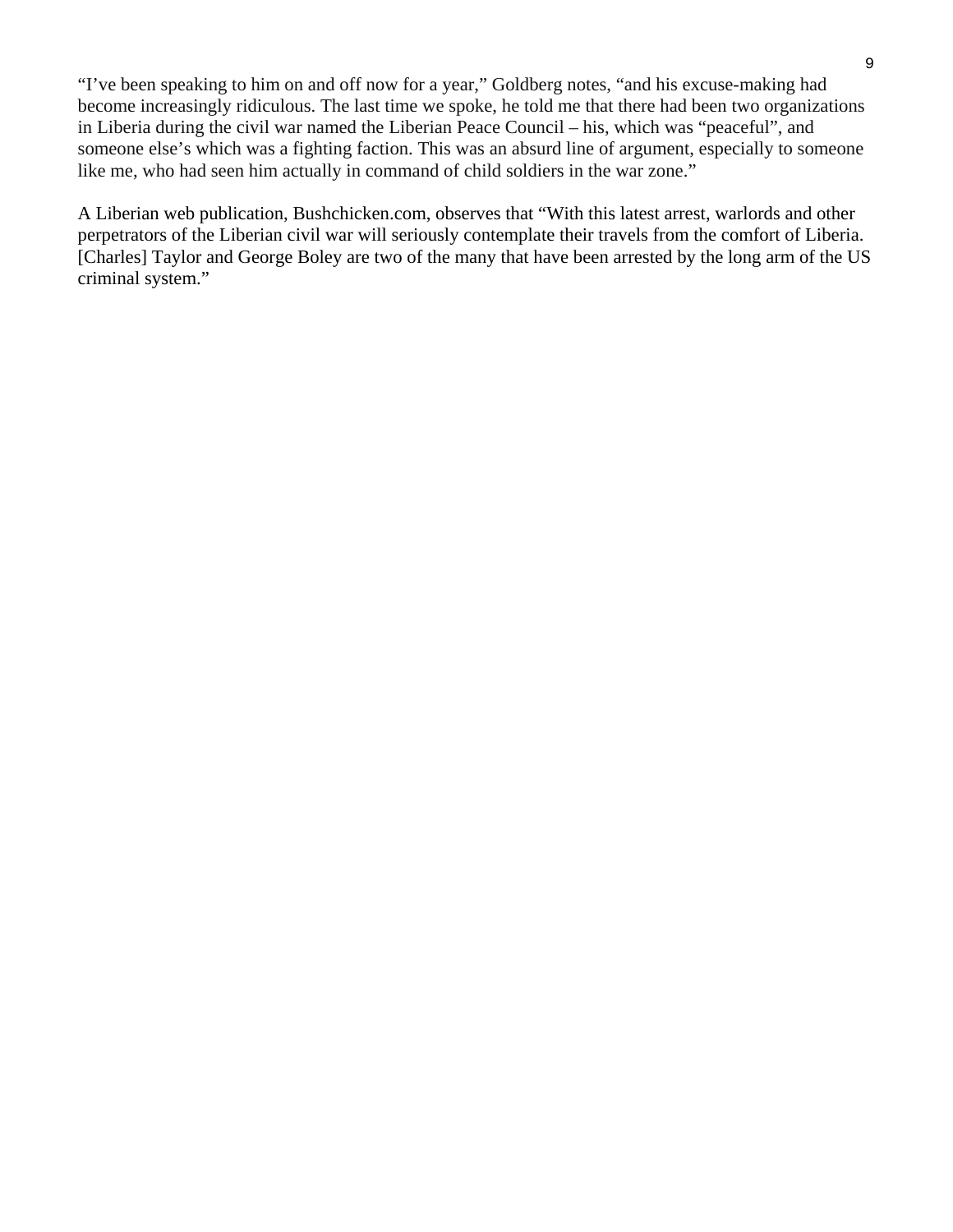"I've been speaking to him on and off now for a year," Goldberg notes, "and his excuse-making had become increasingly ridiculous. The last time we spoke, he told me that there had been two organizations in Liberia during the civil war named the Liberian Peace Council – his, which was "peaceful", and someone else's which was a fighting faction. This was an absurd line of argument, especially to someone like me, who had seen him actually in command of child soldiers in the war zone."

A Liberian web publication, Bushchicken.com, observes that "With this latest arrest, warlords and other perpetrators of the Liberian civil war will seriously contemplate their travels from the comfort of Liberia. [Charles] Taylor and George Boley are two of the many that have been arrested by the long arm of the US criminal system."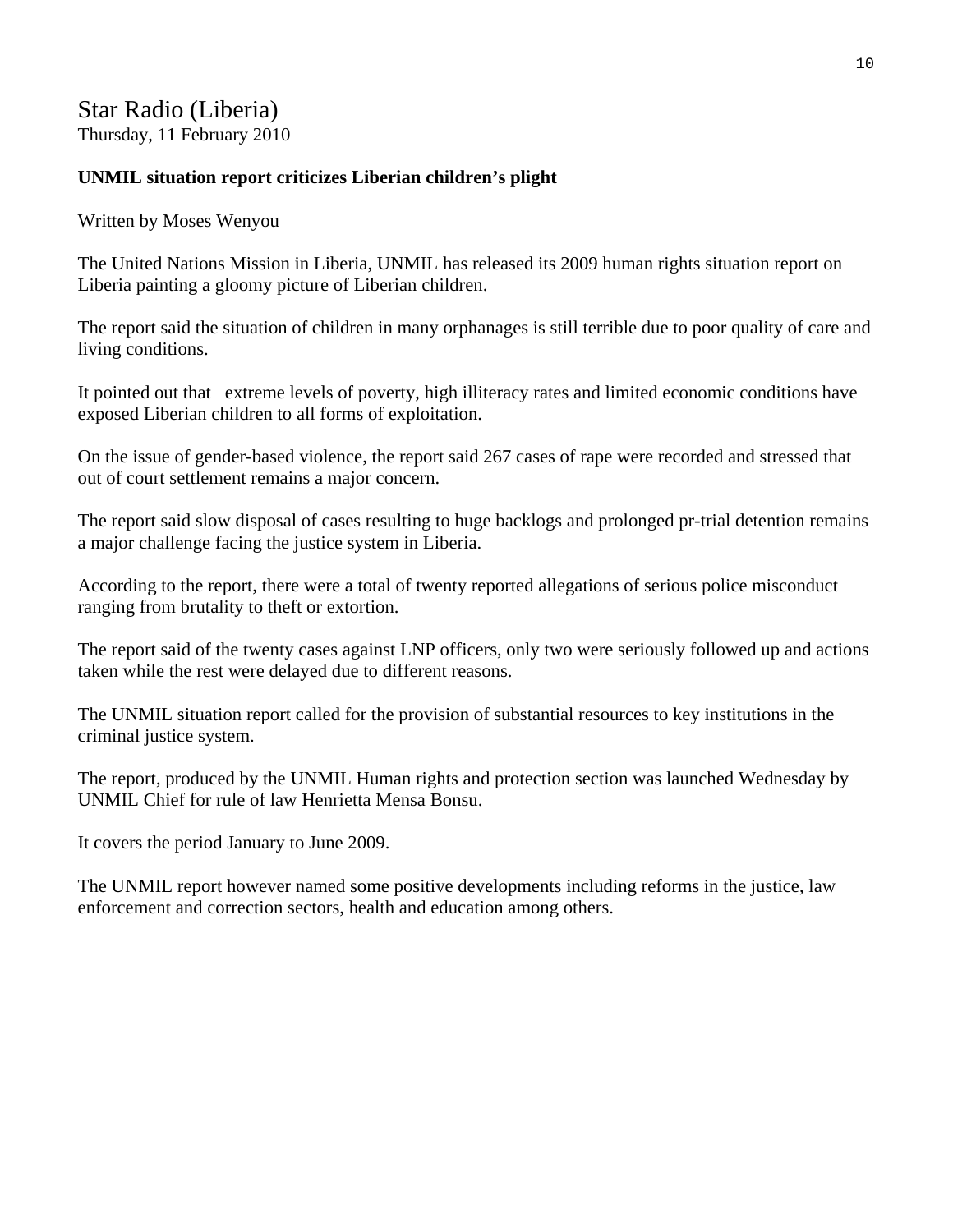## Star Radio (Liberia)

Thursday, 11 February 2010

**UNMIL situation report criticizes Liberian children's plight**

Written by Moses Wenyou

The United Nations Mission in Liberia, UNMIL has released its 2009 human rights situation report on Liberia painting a gloomy picture of Liberian children.

The report said the situation of children in many orphanages is still terrible due to poor quality of care and living conditions.

It pointed out that extreme levels of poverty, high illiteracy rates and limited economic conditions have exposed Liberian children to all forms of exploitation.

On the issue of gender-based violence, the report said 267 cases of rape were recorded and stressed that out of court settlement remains a major concern.

The report said slow disposal of cases resulting to huge backlogs and prolonged pr-trial detention remains a major challenge facing the justice system in Liberia.

According to the report, there were a total of twenty reported allegations of serious police misconduct ranging from brutality to theft or extortion.

The report said of the twenty cases against LNP officers, only two were seriously followed up and actions taken while the rest were delayed due to different reasons.

The UNMIL situation report called for the provision of substantial resources to key institutions in the criminal justice system.

The report, produced by the UNMIL Human rights and protection section was launched Wednesday by UNMIL Chief for rule of law Henrietta Mensa Bonsu.

It covers the period January to June 2009.

The UNMIL report however named some positive developments including reforms in the justice, law enforcement and correction sectors, health and education among others.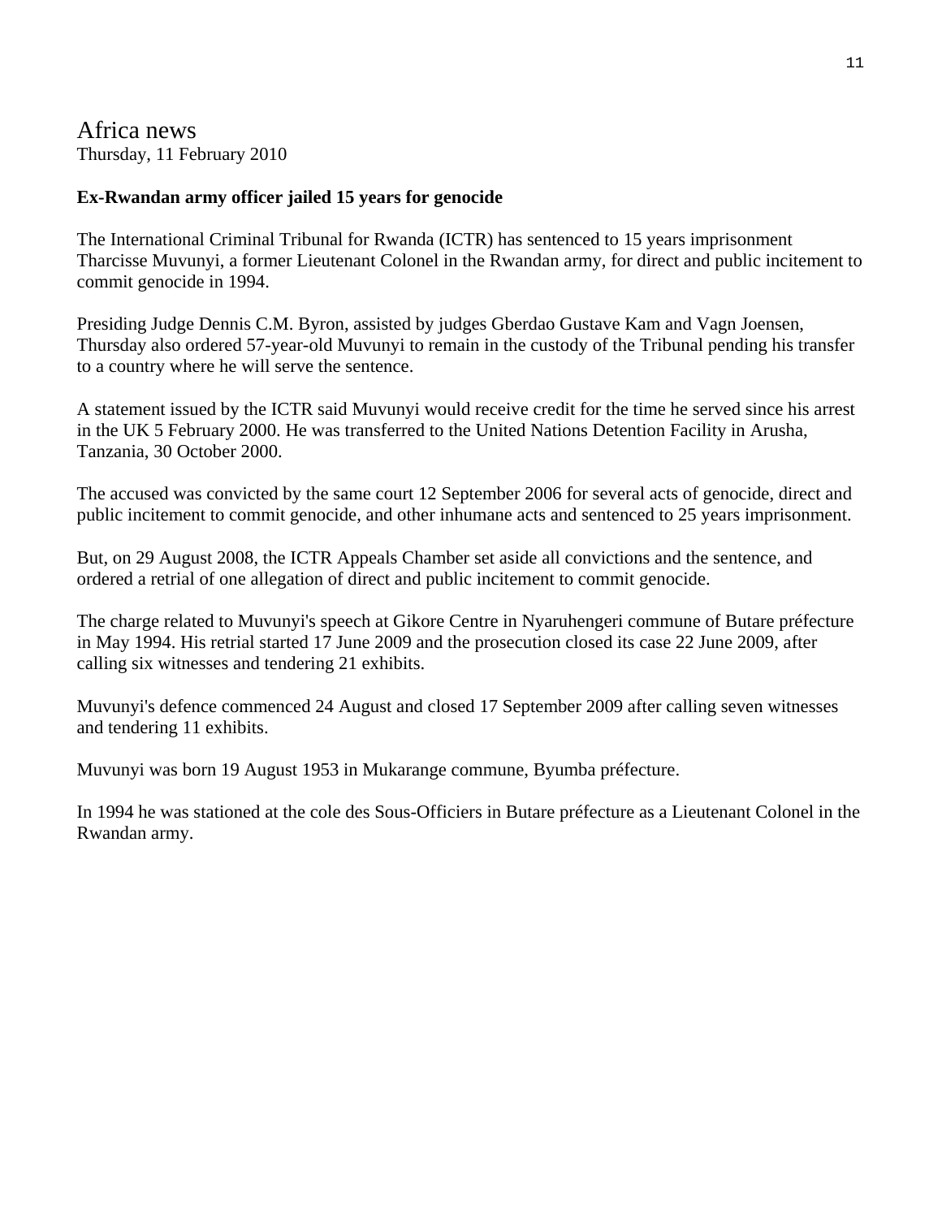# Africa news

Thursday, 11 February 2010

**Ex-Rwandan army officer jailed 15 years for genocide**

The International Criminal Tribunal for Rwanda (ICTR) has sentenced to 15 years imprisonment Tharcisse Muvunyi, a former Lieutenant Colonel in the Rwandan army, for direct and public incitement to commit genocide in 1994.

Presiding Judge Dennis C.M. Byron, assisted by judges Gberdao Gustave Kam and Vagn Joensen, Thursday also ordered 57-year-old Muvunyi to remain in the custody of the Tribunal pending his transfer to a country where he will serve the sentence.

A statement issued by the ICTR said Muvunyi would receive credit for the time he served since his arrest in the UK 5 February 2000. He was transferred to the United Nations Detention Facility in Arusha, Tanzania, 30 October 2000.

The accused was convicted by the same court 12 September 2006 for several acts of genocide, direct and public incitement to commit genocide, and other inhumane acts and sentenced to 25 years imprisonment.

But, on 29 August 2008, the ICTR Appeals Chamber set aside all convictions and the sentence, and ordered a retrial of one allegation of direct and public incitement to commit genocide.

The charge related to Muvunyi's speech at Gikore Centre in Nyaruhengeri commune of Butare préfecture in May 1994. His retrial started 17 June 2009 and the prosecution closed its case 22 June 2009, after calling six witnesses and tendering 21 exhibits.

Muvunyi's defence commenced 24 August and closed 17 September 2009 after calling seven witnesses and tendering 11 exhibits.

Muvunyi was born 19 August 1953 in Mukarange commune, Byumba préfecture.

In 1994 he was stationed at the cole des Sous-Officiers in Butare préfecture as a Lieutenant Colonel in the Rwandan army.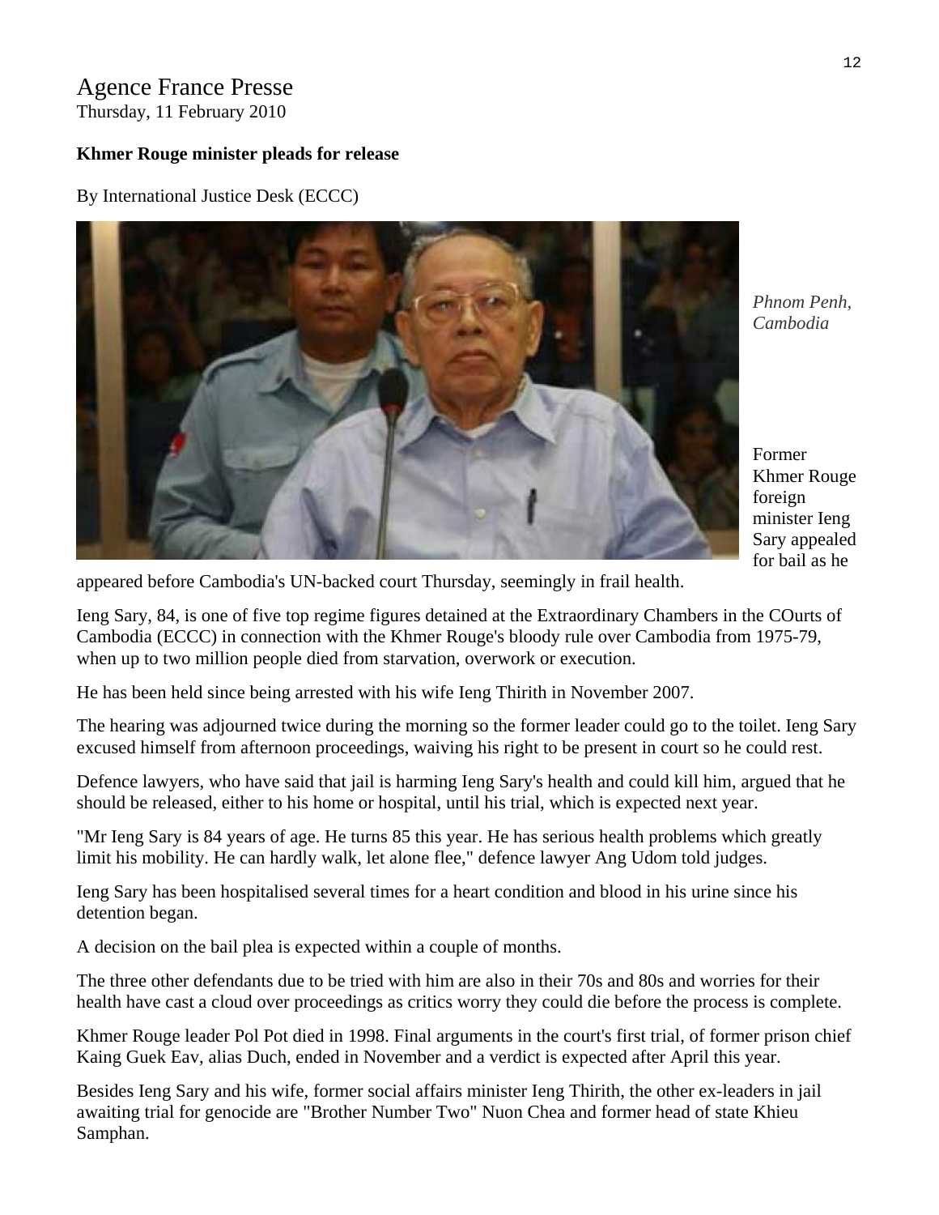Agence France Presse
Thursday, 11 February 2010

**Khmer Rouge minister pleads for release**

By International Justice Desk (ECCC)

*Phnom Penh, Cambodia*

Former Khmer Rouge foreign minister Ieng Sary appealed for bail as he appeared before Cambodia's UN-backed court Thursday, seemingly in frail health.

Ieng Sary, 84, is one of five top regime figures detained at the Extraordinary Chambers in the COurts of Cambodia (ECCC) in connection with the Khmer Rouge's bloody rule over Cambodia from 1975-79, when up to two million people died from starvation, overwork or execution.

He has been held since being arrested with his wife Ieng Thirith in November 2007.

The hearing was adjourned twice during the morning so the former leader could go to the toilet. Ieng Sary excused himself from afternoon proceedings, waiving his right to be present in court so he could rest.

Defence lawyers, who have said that jail is harming Ieng Sary's health and could kill him, argued that he should be released, either to his home or hospital, until his trial, which is expected next year.

"Mr Ieng Sary is 84 years of age. He turns 85 this year. He has serious health problems which greatly limit his mobility. He can hardly walk, let alone flee," defence lawyer Ang Udom told judges.

Ieng Sary has been hospitalised several times for a heart condition and blood in his urine since his detention began.

A decision on the bail plea is expected within a couple of months.

The three other defendants due to be tried with him are also in their 70s and 80s and worries for their health have cast a cloud over proceedings as critics worry they could die before the process is complete.

Khmer Rouge leader Pol Pot died in 1998. Final arguments in the court's first trial, of former prison chief Kaing Guek Eav, alias Duch, ended in November and a verdict is expected after April this year.

Besides Ieng Sary and his wife, former social affairs minister Ieng Thirith, the other ex-leaders in jail awaiting trial for genocide are "Brother Number Two" Nuon Chea and former head of state Khieu Samphan.